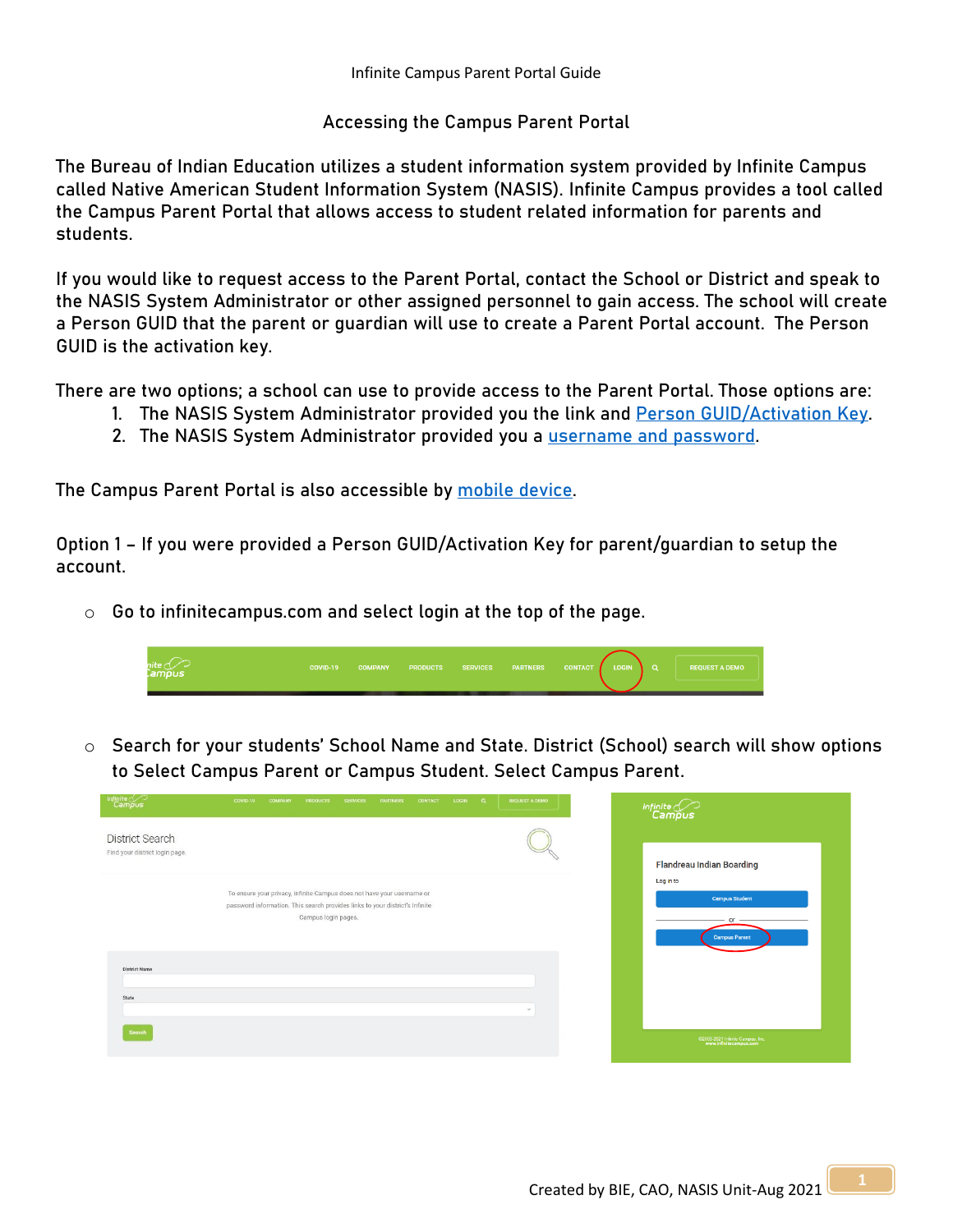Infinite Campus Parent Portal Guide

## Accessing the Campus Parent Portal

The Bureau of Indian Education utilizes a student information system provided by Infinite Campus called Native American Student Information System (NASIS). Infinite Campus provides a tool called the Campus Parent Portal that allows access to student related information for parents and students.

If you would like to request access to the Parent Portal, contact the School or District and speak to the NASIS System Administrator or other assigned personnel to gain access. The school will create a Person GUID that the parent or guardian will use to create a Parent Portal account. The Person GUID is the activation key.

There are two options; a school can use to provide access to the Parent Portal. Those options are:

1. The NASIS System Administrator provided you the link and Person GUID/Activation Key.
2. The NASIS System Administrator provided you a username and password.

The Campus Parent Portal is also accessible by mobile device.

Option 1 – If you were provided a Person GUID/Activation Key for parent/guardian to setup the account.

- Go to infinitecampus.com and select login at the top of the page.
- Search for your students' School Name and State. District (School) search will show options to Select Campus Parent or Campus Student. Select Campus Parent.

Created by BIE, CAO, NASIS Unit-Aug 2021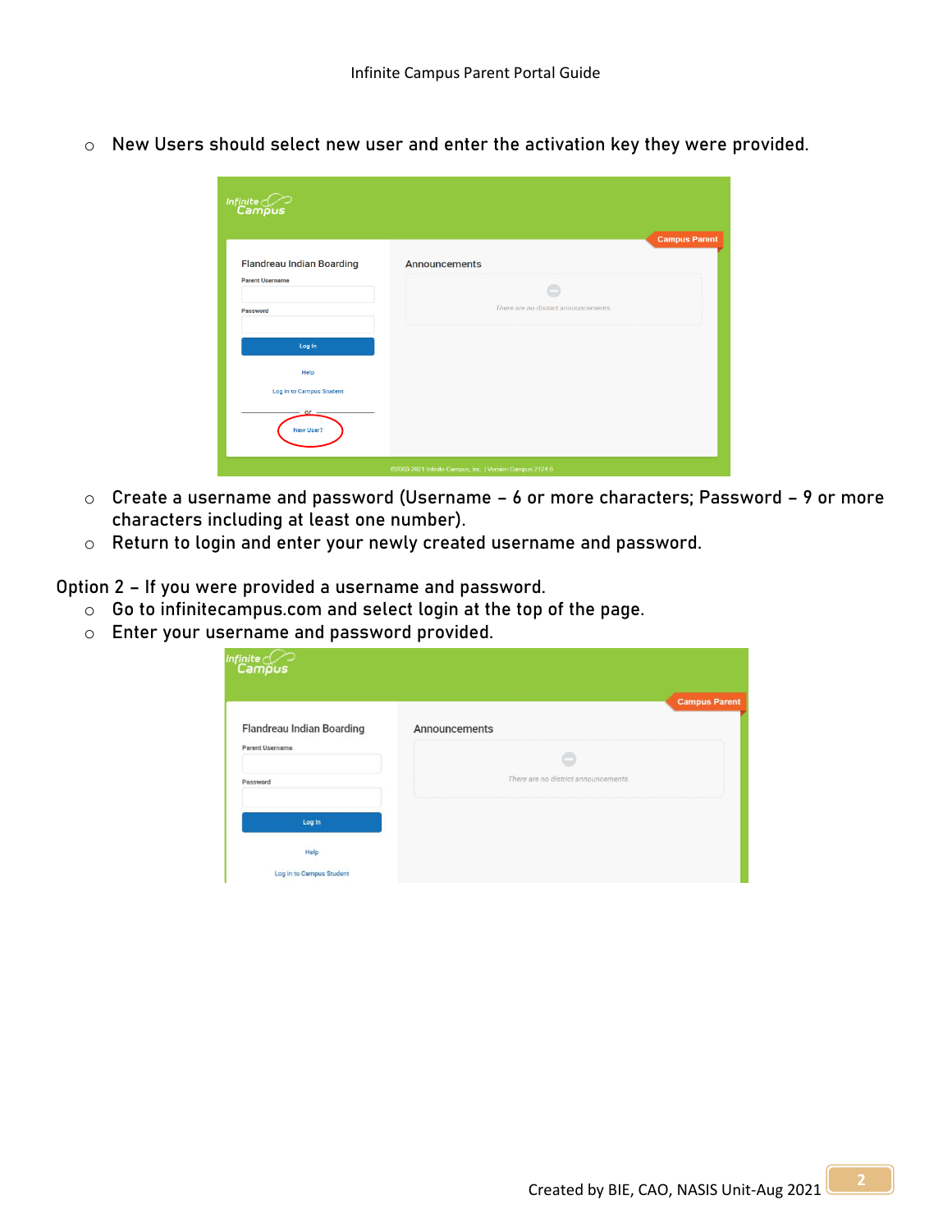- New Users should select new user and enter the activation key they were provided.

- Create a username and password (Username – 6 or more characters; Password – 9 or more characters including at least one number).
- Return to login and enter your newly created username and password.

Option 2 – If you were provided a username and password.

- Go to infinitecampus.com and select login at the top of the page.
- Enter your username and password provided.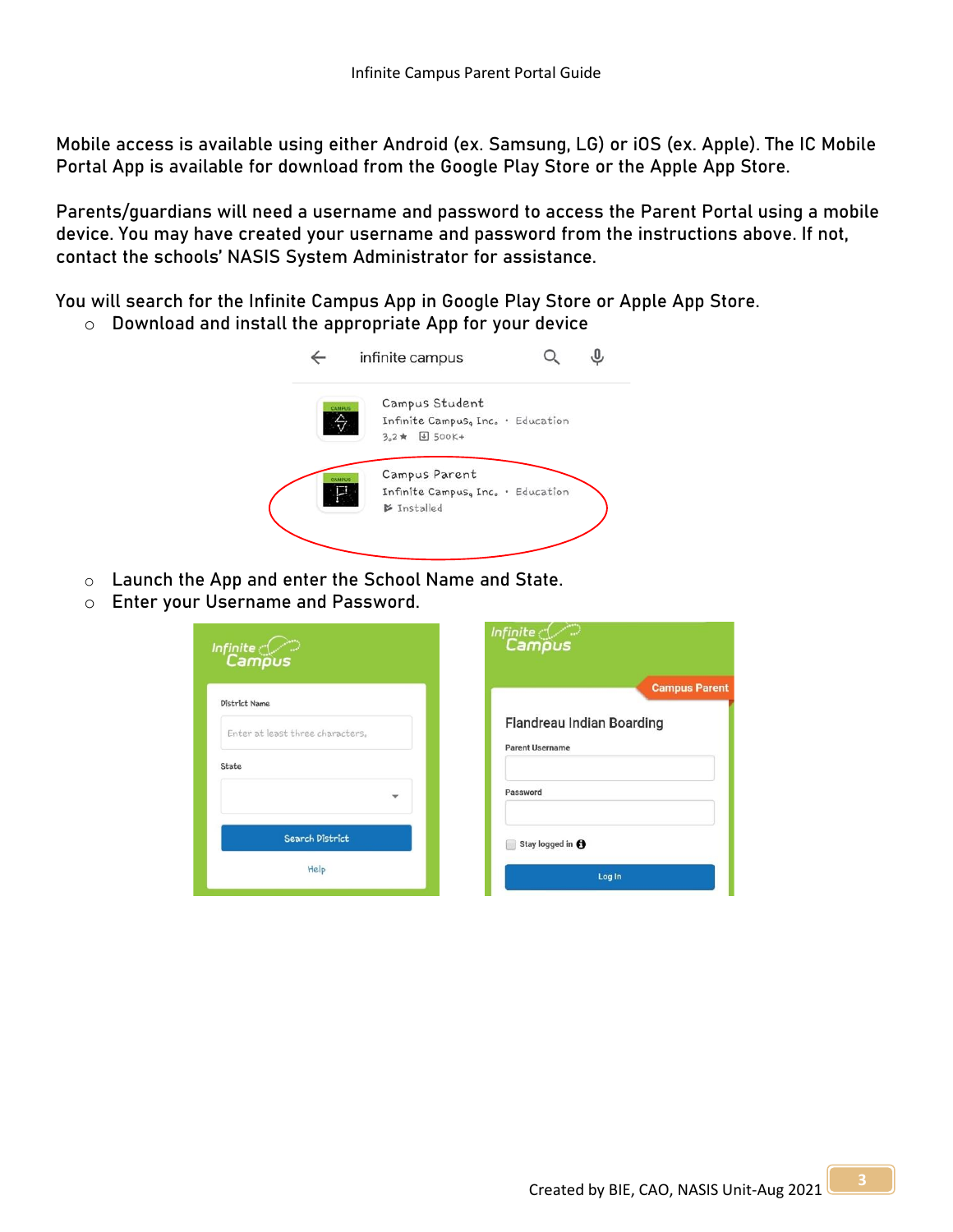Mobile access is available using either Android (ex. Samsung, LG) or iOS (ex. Apple). The IC Mobile Portal App is available for download from the Google Play Store or the Apple App Store.

Parents/guardians will need a username and password to access the Parent Portal using a mobile device. You may have created your username and password from the instructions above. If not, contact the schools' NASIS System Administrator for assistance.

You will search for the Infinite Campus App in Google Play Store or Apple App Store.

- Download and install the appropriate App for your device
- Launch the App and enter the School Name and State.
- Enter your Username and Password.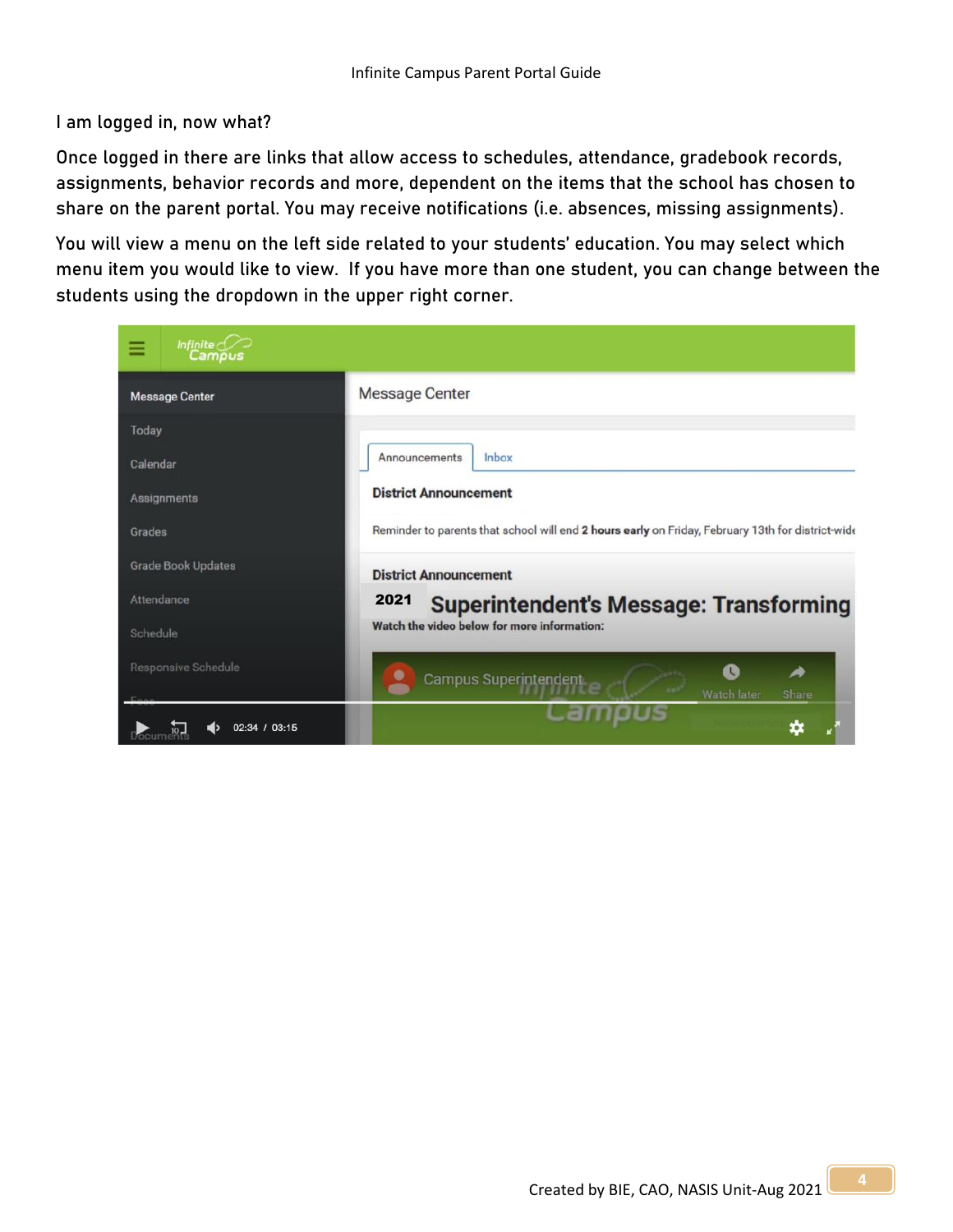I am logged in, now what?

Once logged in there are links that allow access to schedules, attendance, gradebook records, assignments, behavior records and more, dependent on the items that the school has chosen to share on the parent portal. You may receive notifications (i.e. absences, missing assignments).

You will view a menu on the left side related to your students' education. You may select which menu item you would like to view. If you have more than one student, you can change between the students using the dropdown in the upper right corner.